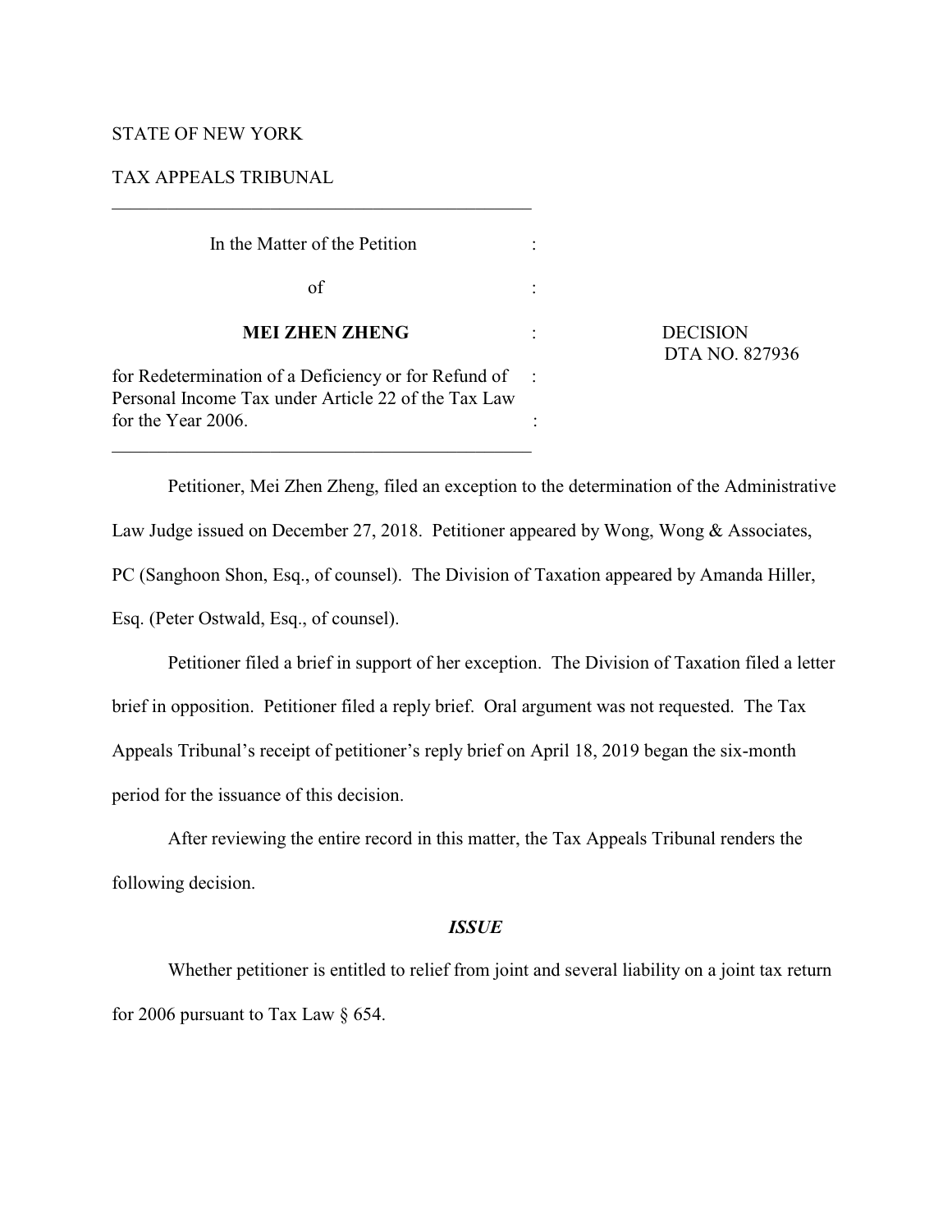STATE OF NEW YORK

TAX APPEALS TRIBUNAL

---

In the Matter of the Petition

of

**MEI ZHEN ZHENG**

for Redetermination of a Deficiency or for Refund of Personal Income Tax under Article 22 of the Tax Law for the Year 2006.

DECISION
DTA NO. 827936

---

Petitioner, Mei Zhen Zheng, filed an exception to the determination of the Administrative Law Judge issued on December 27, 2018. Petitioner appeared by Wong, Wong & Associates, PC (Sanghoon Shon, Esq., of counsel). The Division of Taxation appeared by Amanda Hiller, Esq. (Peter Ostwald, Esq., of counsel).

Petitioner filed a brief in support of her exception. The Division of Taxation filed a letter brief in opposition. Petitioner filed a reply brief. Oral argument was not requested. The Tax Appeals Tribunal's receipt of petitioner's reply brief on April 18, 2019 began the six-month period for the issuance of this decision.

After reviewing the entire record in this matter, the Tax Appeals Tribunal renders the following decision.

## *ISSUE*

Whether petitioner is entitled to relief from joint and several liability on a joint tax return for 2006 pursuant to Tax Law § 654.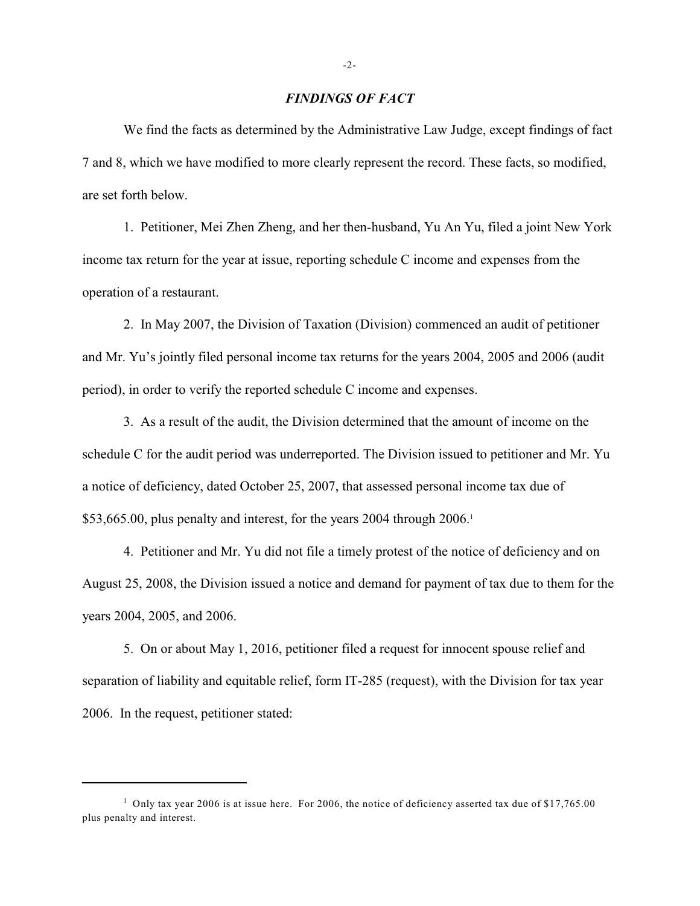## *FINDINGS OF FACT*

We find the facts as determined by the Administrative Law Judge, except findings of fact 7 and 8, which we have modified to more clearly represent the record. These facts, so modified, are set forth below.

1. Petitioner, Mei Zhen Zheng, and her then-husband, Yu An Yu, filed a joint New York income tax return for the year at issue, reporting schedule C income and expenses from the operation of a restaurant.

2. In May 2007, the Division of Taxation (Division) commenced an audit of petitioner and Mr. Yu's jointly filed personal income tax returns for the years 2004, 2005 and 2006 (audit period), in order to verify the reported schedule C income and expenses.

3. As a result of the audit, the Division determined that the amount of income on the schedule C for the audit period was underreported. The Division issued to petitioner and Mr. Yu a notice of deficiency, dated October 25, 2007, that assessed personal income tax due of $53,665.00, plus penalty and interest, for the years 2004 through 2006.[1]

4. Petitioner and Mr. Yu did not file a timely protest of the notice of deficiency and on August 25, 2008, the Division issued a notice and demand for payment of tax due to them for the years 2004, 2005, and 2006.

5. On or about May 1, 2016, petitioner filed a request for innocent spouse relief and separation of liability and equitable relief, form IT-285 (request), with the Division for tax year 2006. In the request, petitioner stated:

---

[1] Only tax year 2006 is at issue here. For 2006, the notice of deficiency asserted tax due of $17,765.00 plus penalty and interest.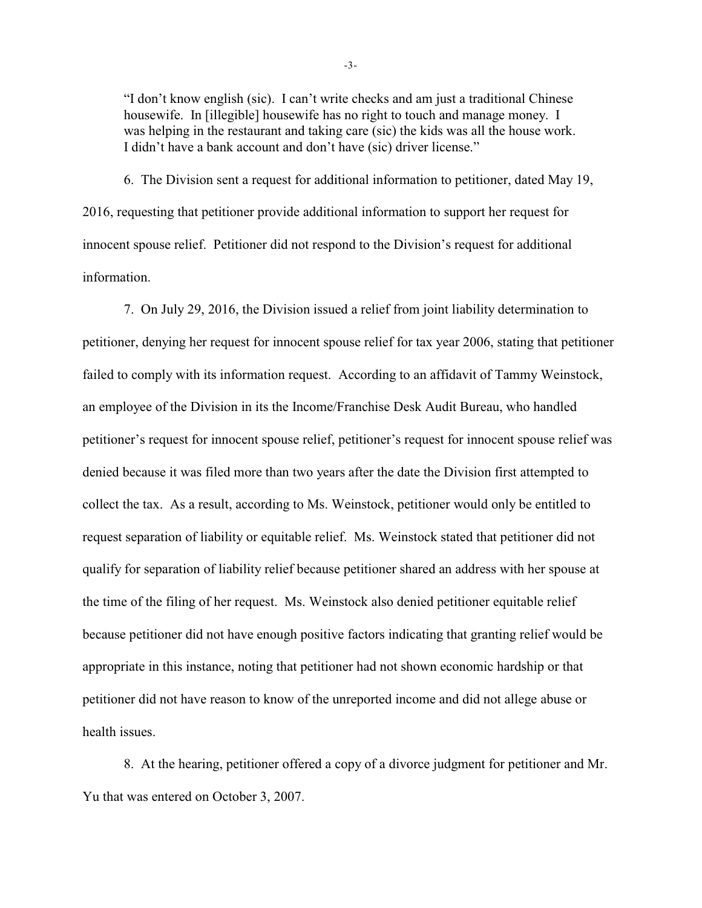> "I don't know english (sic). I can't write checks and am just a traditional Chinese housewife. In [illegible] housewife has no right to touch and manage money. I was helping in the restaurant and taking care (sic) the kids was all the house work. I didn't have a bank account and don't have (sic) driver license."

6. The Division sent a request for additional information to petitioner, dated May 19, 2016, requesting that petitioner provide additional information to support her request for innocent spouse relief. Petitioner did not respond to the Division's request for additional information.

7. On July 29, 2016, the Division issued a relief from joint liability determination to petitioner, denying her request for innocent spouse relief for tax year 2006, stating that petitioner failed to comply with its information request. According to an affidavit of Tammy Weinstock, an employee of the Division in its the Income/Franchise Desk Audit Bureau, who handled petitioner's request for innocent spouse relief, petitioner's request for innocent spouse relief was denied because it was filed more than two years after the date the Division first attempted to collect the tax. As a result, according to Ms. Weinstock, petitioner would only be entitled to request separation of liability or equitable relief. Ms. Weinstock stated that petitioner did not qualify for separation of liability relief because petitioner shared an address with her spouse at the time of the filing of her request. Ms. Weinstock also denied petitioner equitable relief because petitioner did not have enough positive factors indicating that granting relief would be appropriate in this instance, noting that petitioner had not shown economic hardship or that petitioner did not have reason to know of the unreported income and did not allege abuse or health issues.

8. At the hearing, petitioner offered a copy of a divorce judgment for petitioner and Mr. Yu that was entered on October 3, 2007.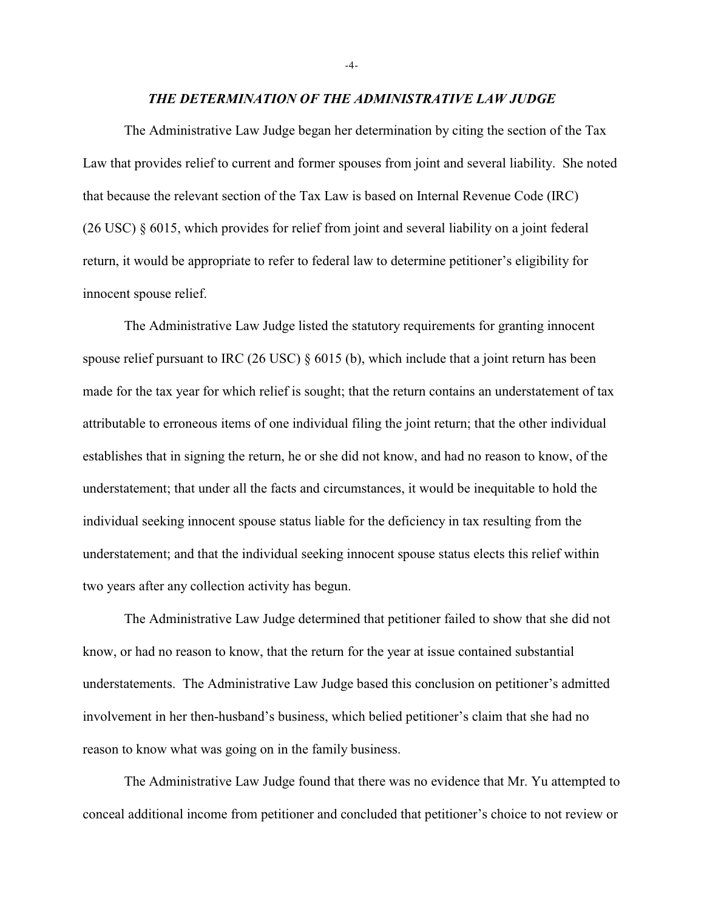### *THE DETERMINATION OF THE ADMINISTRATIVE LAW JUDGE*

The Administrative Law Judge began her determination by citing the section of the Tax Law that provides relief to current and former spouses from joint and several liability. She noted that because the relevant section of the Tax Law is based on Internal Revenue Code (IRC) (26 USC) § 6015, which provides for relief from joint and several liability on a joint federal return, it would be appropriate to refer to federal law to determine petitioner's eligibility for innocent spouse relief.

The Administrative Law Judge listed the statutory requirements for granting innocent spouse relief pursuant to IRC (26 USC) § 6015 (b), which include that a joint return has been made for the tax year for which relief is sought; that the return contains an understatement of tax attributable to erroneous items of one individual filing the joint return; that the other individual establishes that in signing the return, he or she did not know, and had no reason to know, of the understatement; that under all the facts and circumstances, it would be inequitable to hold the individual seeking innocent spouse status liable for the deficiency in tax resulting from the understatement; and that the individual seeking innocent spouse status elects this relief within two years after any collection activity has begun.

The Administrative Law Judge determined that petitioner failed to show that she did not know, or had no reason to know, that the return for the year at issue contained substantial understatements. The Administrative Law Judge based this conclusion on petitioner's admitted involvement in her then-husband's business, which belied petitioner's claim that she had no reason to know what was going on in the family business.

The Administrative Law Judge found that there was no evidence that Mr. Yu attempted to conceal additional income from petitioner and concluded that petitioner's choice to not review or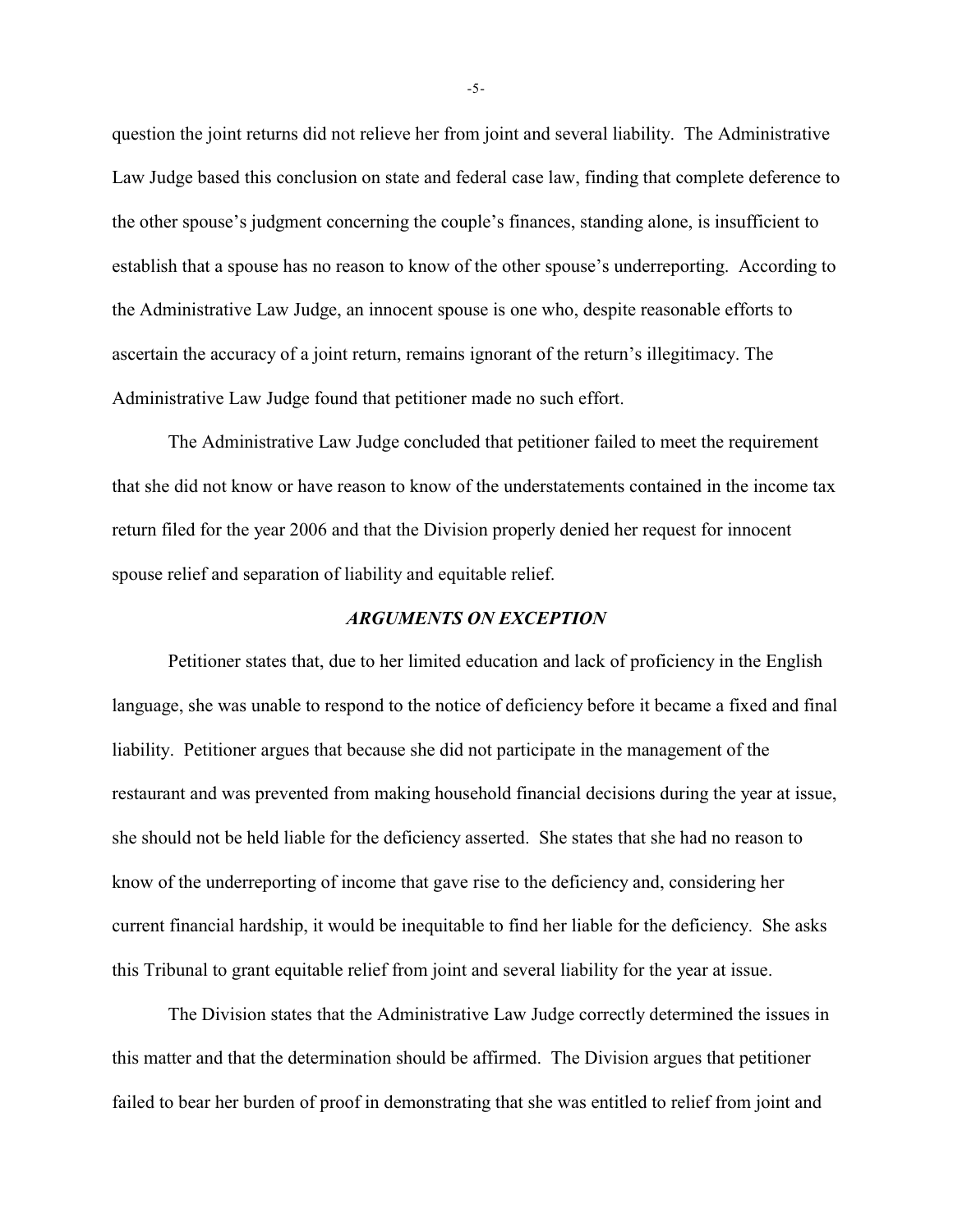question the joint returns did not relieve her from joint and several liability. The Administrative Law Judge based this conclusion on state and federal case law, finding that complete deference to the other spouse's judgment concerning the couple's finances, standing alone, is insufficient to establish that a spouse has no reason to know of the other spouse's underreporting. According to the Administrative Law Judge, an innocent spouse is one who, despite reasonable efforts to ascertain the accuracy of a joint return, remains ignorant of the return's illegitimacy. The Administrative Law Judge found that petitioner made no such effort.

The Administrative Law Judge concluded that petitioner failed to meet the requirement that she did not know or have reason to know of the understatements contained in the income tax return filed for the year 2006 and that the Division properly denied her request for innocent spouse relief and separation of liability and equitable relief.

### *ARGUMENTS ON EXCEPTION*

Petitioner states that, due to her limited education and lack of proficiency in the English language, she was unable to respond to the notice of deficiency before it became a fixed and final liability. Petitioner argues that because she did not participate in the management of the restaurant and was prevented from making household financial decisions during the year at issue, she should not be held liable for the deficiency asserted. She states that she had no reason to know of the underreporting of income that gave rise to the deficiency and, considering her current financial hardship, it would be inequitable to find her liable for the deficiency. She asks this Tribunal to grant equitable relief from joint and several liability for the year at issue.

The Division states that the Administrative Law Judge correctly determined the issues in this matter and that the determination should be affirmed. The Division argues that petitioner failed to bear her burden of proof in demonstrating that she was entitled to relief from joint and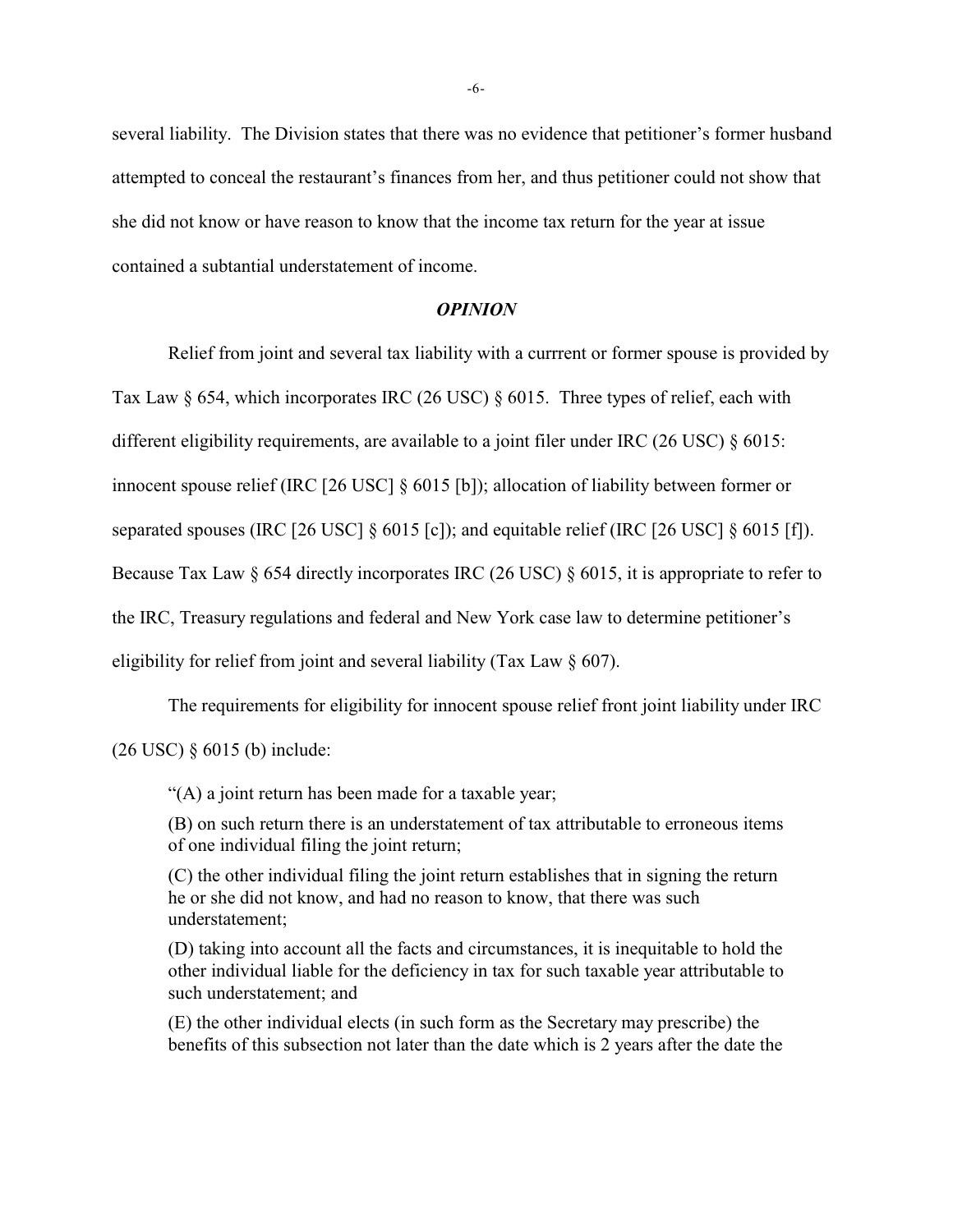several liability. The Division states that there was no evidence that petitioner's former husband attempted to conceal the restaurant's finances from her, and thus petitioner could not show that she did not know or have reason to know that the income tax return for the year at issue contained a subtantial understatement of income.

## *OPINION*

Relief from joint and several tax liability with a currrent or former spouse is provided by Tax Law § 654, which incorporates IRC (26 USC) § 6015. Three types of relief, each with different eligibility requirements, are available to a joint filer under IRC (26 USC) § 6015: innocent spouse relief (IRC [26 USC] § 6015 [b]); allocation of liability between former or separated spouses (IRC [26 USC] § 6015 [c]); and equitable relief (IRC [26 USC] § 6015 [f]). Because Tax Law § 654 directly incorporates IRC (26 USC) § 6015, it is appropriate to refer to the IRC, Treasury regulations and federal and New York case law to determine petitioner's eligibility for relief from joint and several liability (Tax Law § 607).

The requirements for eligibility for innocent spouse relief front joint liability under IRC (26 USC) § 6015 (b) include:

> "(A) a joint return has been made for a taxable year;
>
> (B) on such return there is an understatement of tax attributable to erroneous items of one individual filing the joint return;
>
> (C) the other individual filing the joint return establishes that in signing the return he or she did not know, and had no reason to know, that there was such understatement;
>
> (D) taking into account all the facts and circumstances, it is inequitable to hold the other individual liable for the deficiency in tax for such taxable year attributable to such understatement; and
>
> (E) the other individual elects (in such form as the Secretary may prescribe) the benefits of this subsection not later than the date which is 2 years after the date the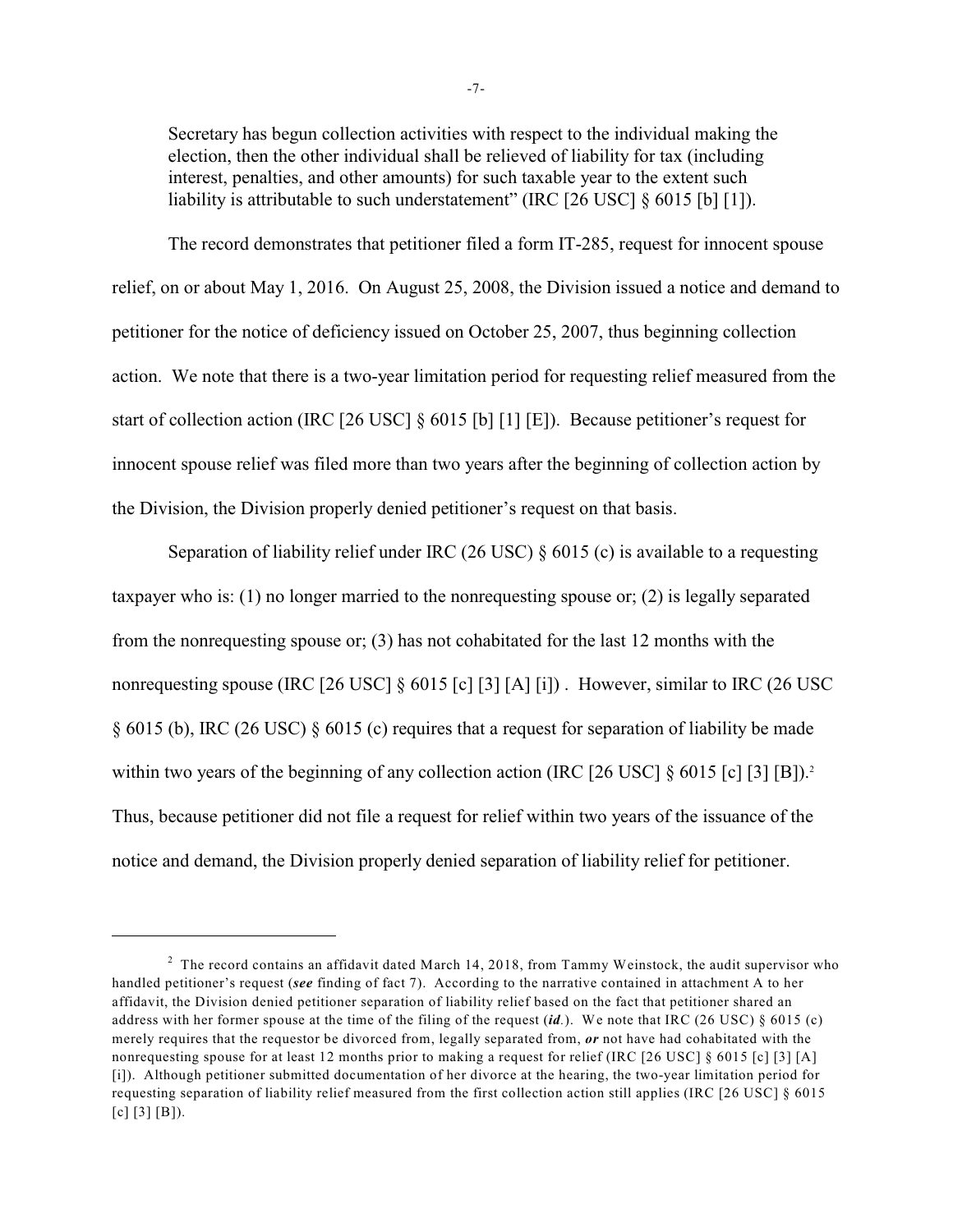Secretary has begun collection activities with respect to the individual making the election, then the other individual shall be relieved of liability for tax (including interest, penalties, and other amounts) for such taxable year to the extent such liability is attributable to such understatement" (IRC [26 USC] § 6015 [b] [1]).

The record demonstrates that petitioner filed a form IT-285, request for innocent spouse relief, on or about May 1, 2016. On August 25, 2008, the Division issued a notice and demand to petitioner for the notice of deficiency issued on October 25, 2007, thus beginning collection action. We note that there is a two-year limitation period for requesting relief measured from the start of collection action (IRC [26 USC] § 6015 [b] [1] [E]). Because petitioner's request for innocent spouse relief was filed more than two years after the beginning of collection action by the Division, the Division properly denied petitioner's request on that basis.

Separation of liability relief under IRC (26 USC) § 6015 (c) is available to a requesting taxpayer who is: (1) no longer married to the nonrequesting spouse or; (2) is legally separated from the nonrequesting spouse or; (3) has not cohabitated for the last 12 months with the nonrequesting spouse (IRC [26 USC] § 6015 [c] [3] [A] [i]) . However, similar to IRC (26 USC § 6015 (b), IRC (26 USC) § 6015 (c) requires that a request for separation of liability be made within two years of the beginning of any collection action (IRC [26 USC] § 6015 [c] [3] [B]).[2] Thus, because petitioner did not file a request for relief within two years of the issuance of the notice and demand, the Division properly denied separation of liability relief for petitioner.

---

[2] The record contains an affidavit dated March 14, 2018, from Tammy Weinstock, the audit supervisor who handled petitioner's request (***see*** finding of fact 7). According to the narrative contained in attachment A to her affidavit, the Division denied petitioner separation of liability relief based on the fact that petitioner shared an address with her former spouse at the time of the filing of the request (***id.***). We note that IRC (26 USC) § 6015 (c) merely requires that the requestor be divorced from, legally separated from, ***or*** not have had cohabitated with the nonrequesting spouse for at least 12 months prior to making a request for relief (IRC [26 USC] § 6015 [c] [3] [A] [i]). Although petitioner submitted documentation of her divorce at the hearing, the two-year limitation period for requesting separation of liability relief measured from the first collection action still applies (IRC [26 USC] § 6015 [c] [3] [B]).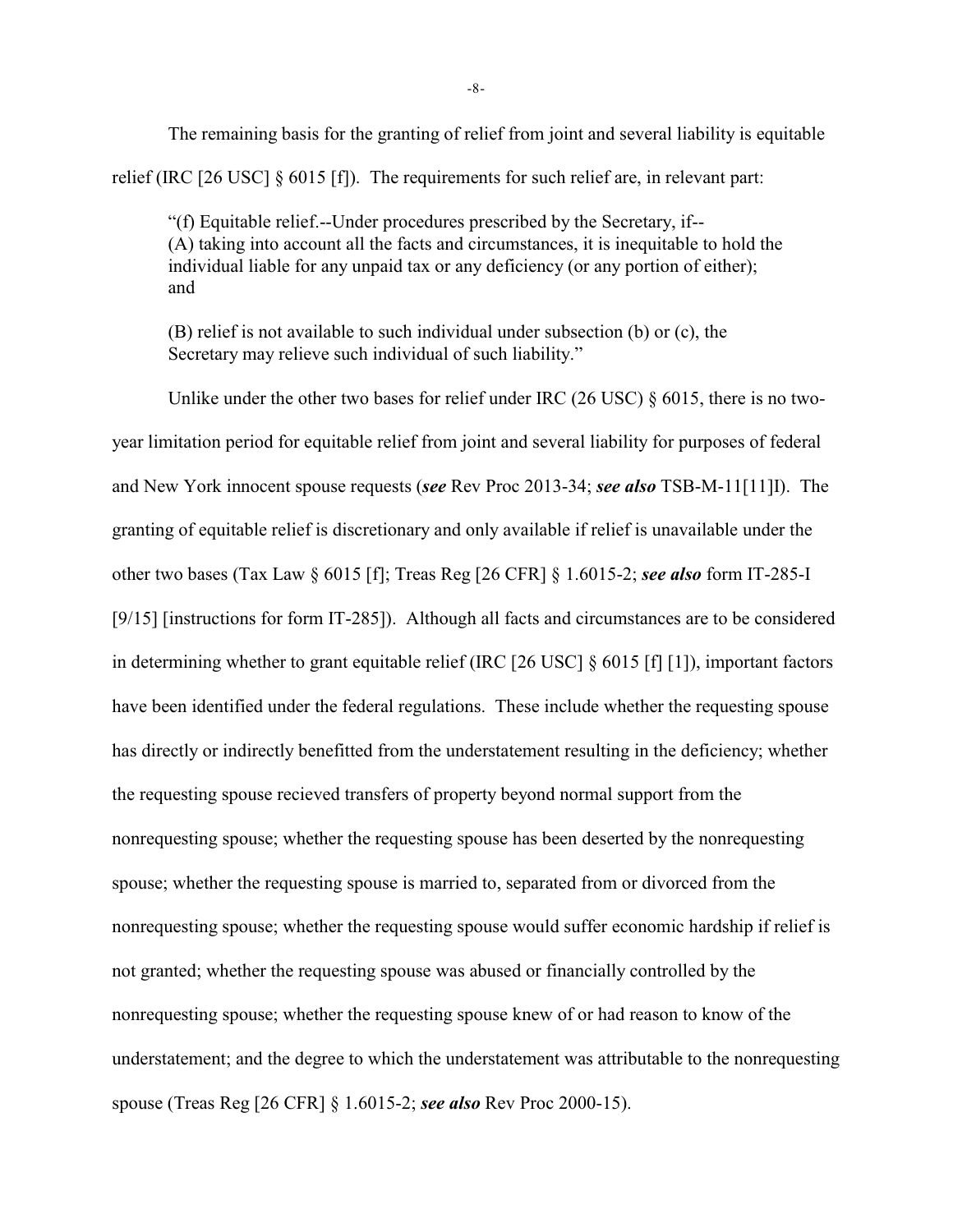The remaining basis for the granting of relief from joint and several liability is equitable relief (IRC [26 USC] § 6015 [f]). The requirements for such relief are, in relevant part:

> "(f) Equitable relief.--Under procedures prescribed by the Secretary, if--
> (A) taking into account all the facts and circumstances, it is inequitable to hold the individual liable for any unpaid tax or any deficiency (or any portion of either); and
>
> (B) relief is not available to such individual under subsection (b) or (c), the Secretary may relieve such individual of such liability."

Unlike under the other two bases for relief under IRC (26 USC) § 6015, there is no two-year limitation period for equitable relief from joint and several liability for purposes of federal and New York innocent spouse requests (***see*** Rev Proc 2013-34; ***see also*** TSB-M-11[11]I). The granting of equitable relief is discretionary and only available if relief is unavailable under the other two bases (Tax Law § 6015 [f]; Treas Reg [26 CFR] § 1.6015-2; ***see also*** form IT-285-I [9/15] [instructions for form IT-285]). Although all facts and circumstances are to be considered in determining whether to grant equitable relief (IRC [26 USC] § 6015 [f] [1]), important factors have been identified under the federal regulations. These include whether the requesting spouse has directly or indirectly benefitted from the understatement resulting in the deficiency; whether the requesting spouse recieved transfers of property beyond normal support from the nonrequesting spouse; whether the requesting spouse has been deserted by the nonrequesting spouse; whether the requesting spouse is married to, separated from or divorced from the nonrequesting spouse; whether the requesting spouse would suffer economic hardship if relief is not granted; whether the requesting spouse was abused or financially controlled by the nonrequesting spouse; whether the requesting spouse knew of or had reason to know of the understatement; and the degree to which the understatement was attributable to the nonrequesting spouse (Treas Reg [26 CFR] § 1.6015-2; ***see also*** Rev Proc 2000-15).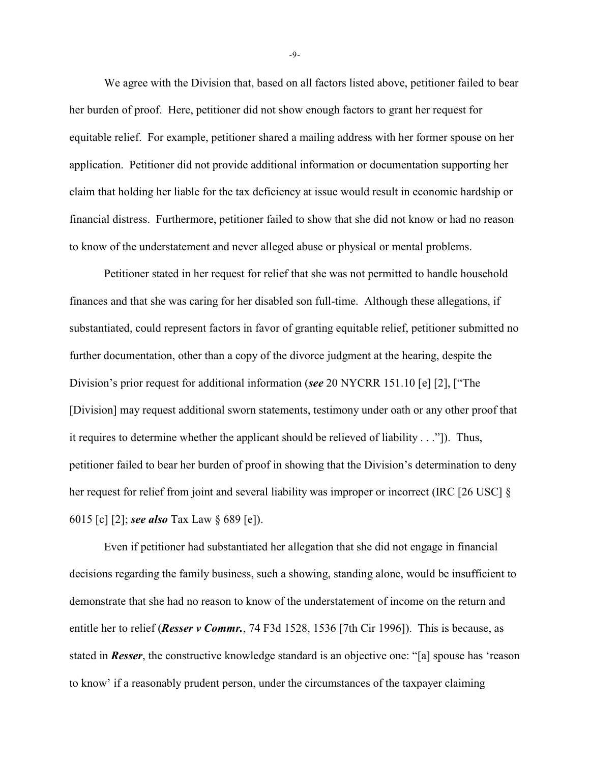We agree with the Division that, based on all factors listed above, petitioner failed to bear her burden of proof. Here, petitioner did not show enough factors to grant her request for equitable relief. For example, petitioner shared a mailing address with her former spouse on her application. Petitioner did not provide additional information or documentation supporting her claim that holding her liable for the tax deficiency at issue would result in economic hardship or financial distress. Furthermore, petitioner failed to show that she did not know or had no reason to know of the understatement and never alleged abuse or physical or mental problems.

Petitioner stated in her request for relief that she was not permitted to handle household finances and that she was caring for her disabled son full-time. Although these allegations, if substantiated, could represent factors in favor of granting equitable relief, petitioner submitted no further documentation, other than a copy of the divorce judgment at the hearing, despite the Division's prior request for additional information (***see*** 20 NYCRR 151.10 [e] [2], ["The [Division] may request additional sworn statements, testimony under oath or any other proof that it requires to determine whether the applicant should be relieved of liability . . ."]). Thus, petitioner failed to bear her burden of proof in showing that the Division's determination to deny her request for relief from joint and several liability was improper or incorrect (IRC [26 USC] § 6015 [c] [2]; ***see also*** Tax Law § 689 [e]).

Even if petitioner had substantiated her allegation that she did not engage in financial decisions regarding the family business, such a showing, standing alone, would be insufficient to demonstrate that she had no reason to know of the understatement of income on the return and entitle her to relief (***Resser v Commr.***, 74 F3d 1528, 1536 [7th Cir 1996]). This is because, as stated in ***Resser***, the constructive knowledge standard is an objective one: "[a] spouse has 'reason to know' if a reasonably prudent person, under the circumstances of the taxpayer claiming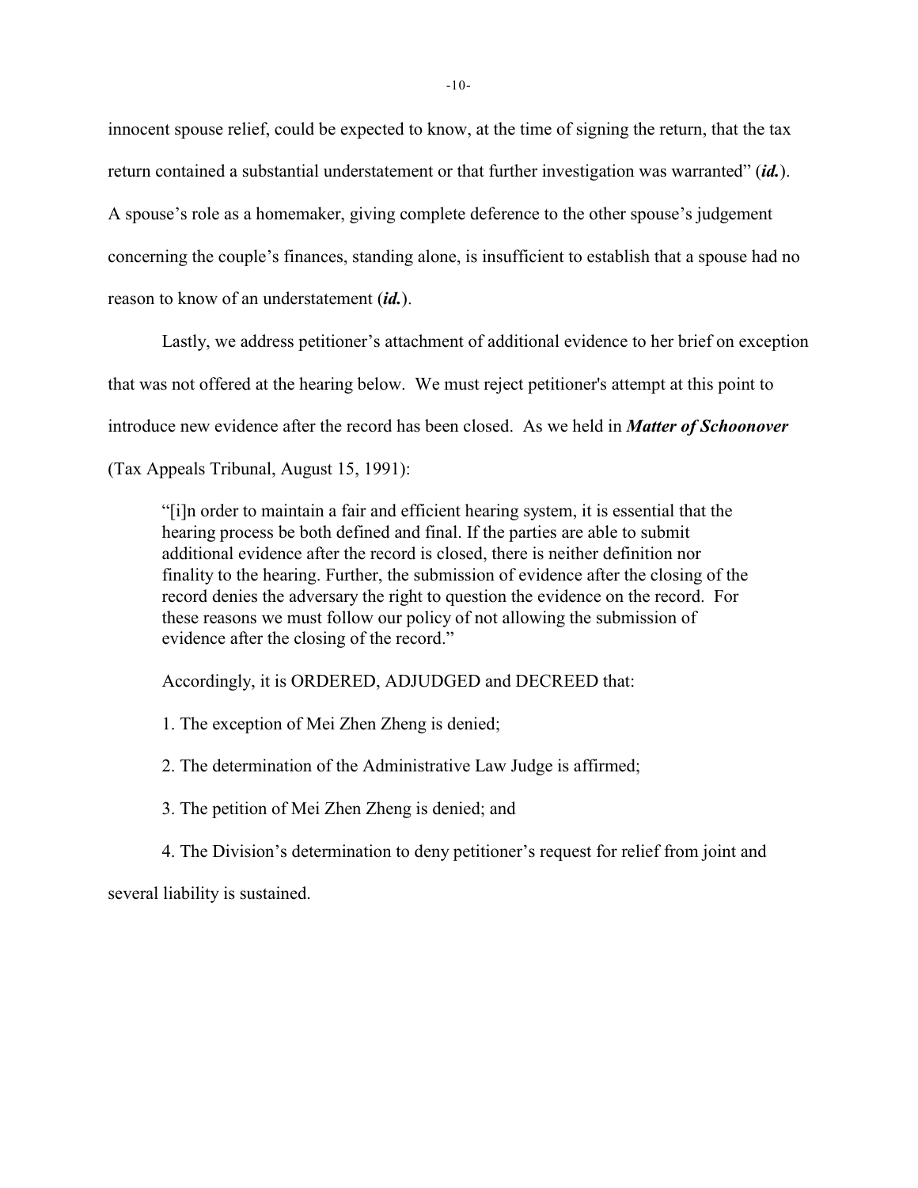innocent spouse relief, could be expected to know, at the time of signing the return, that the tax return contained a substantial understatement or that further investigation was warranted" (***id.***). A spouse's role as a homemaker, giving complete deference to the other spouse's judgement concerning the couple's finances, standing alone, is insufficient to establish that a spouse had no reason to know of an understatement (***id.***).

Lastly, we address petitioner's attachment of additional evidence to her brief on exception that was not offered at the hearing below. We must reject petitioner's attempt at this point to introduce new evidence after the record has been closed. As we held in ***Matter of Schoonover*** (Tax Appeals Tribunal, August 15, 1991):

> "[i]n order to maintain a fair and efficient hearing system, it is essential that the hearing process be both defined and final. If the parties are able to submit additional evidence after the record is closed, there is neither definition nor finality to the hearing. Further, the submission of evidence after the closing of the record denies the adversary the right to question the evidence on the record. For these reasons we must follow our policy of not allowing the submission of evidence after the closing of the record."

Accordingly, it is ORDERED, ADJUDGED and DECREED that:

1. The exception of Mei Zhen Zheng is denied;

2. The determination of the Administrative Law Judge is affirmed;

3. The petition of Mei Zhen Zheng is denied; and

4. The Division's determination to deny petitioner's request for relief from joint and several liability is sustained.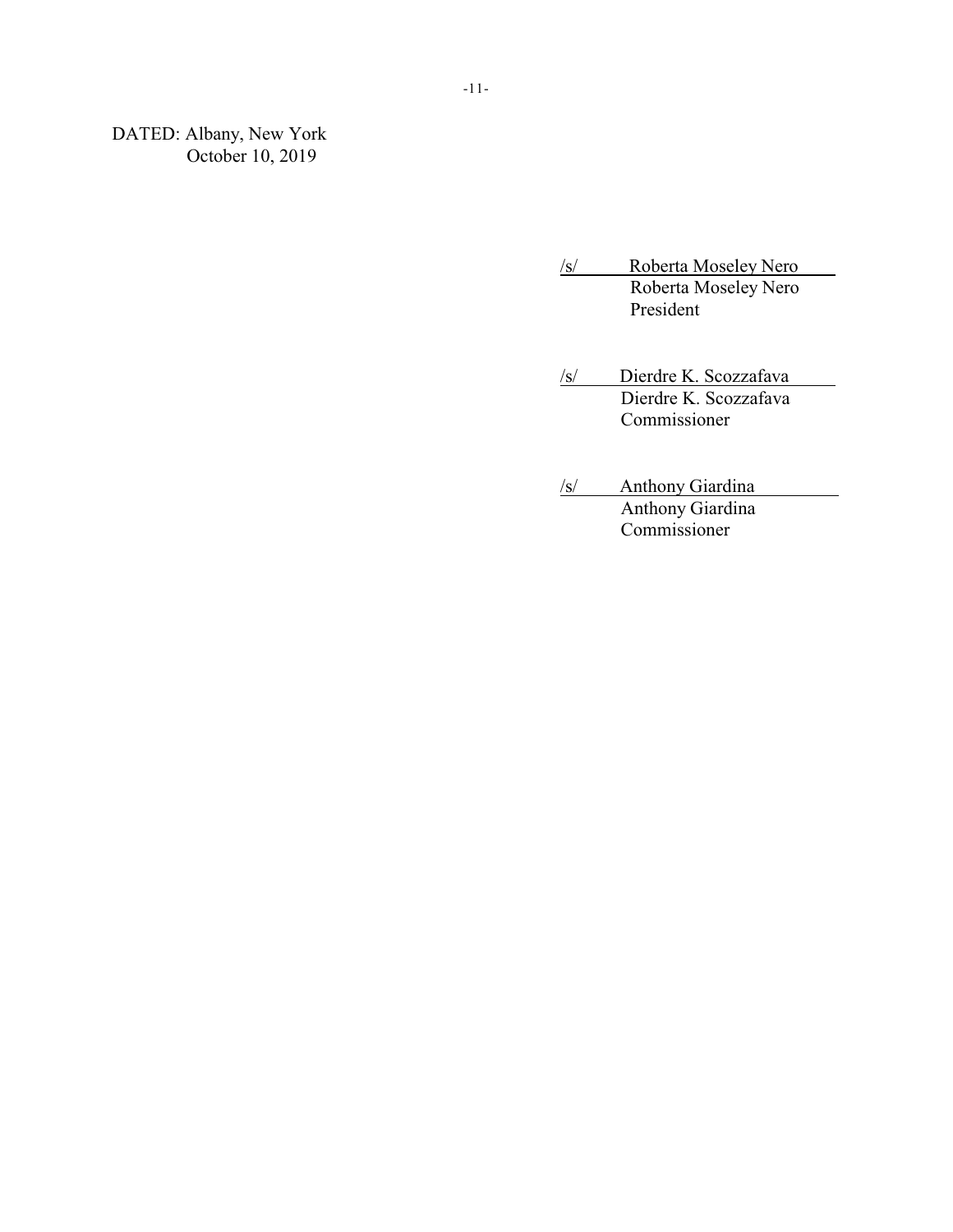DATED: Albany, New York
October 10, 2019

/s/ Roberta Moseley Nero
Roberta Moseley Nero
President

/s/ Dierdre K. Scozzafava
Dierdre K. Scozzafava
Commissioner

/s/ Anthony Giardina
Anthony Giardina
Commissioner